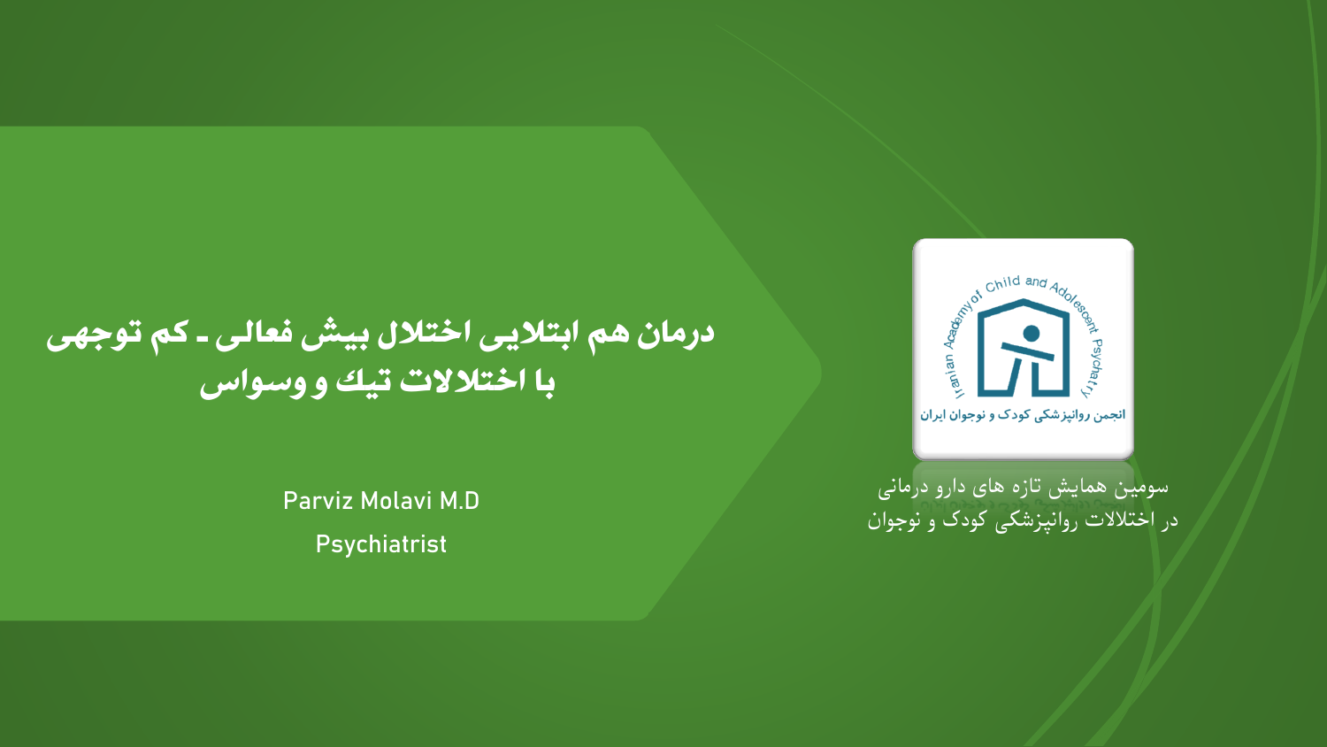# درمان هم ابتلایی اختلال بیش فعالی ـ کم توجهی با اختلالات تیک و وسواس

Parviz Molavi M.D

Psychiatrist

Iranian Academy of Child and Adolescent Psychiatry

انجمن روانپزشکی کودک و نوجوان ایران

سومین همایش تازه های دارو درمانی
در اختلالات روانپزشکی کودک و نوجوان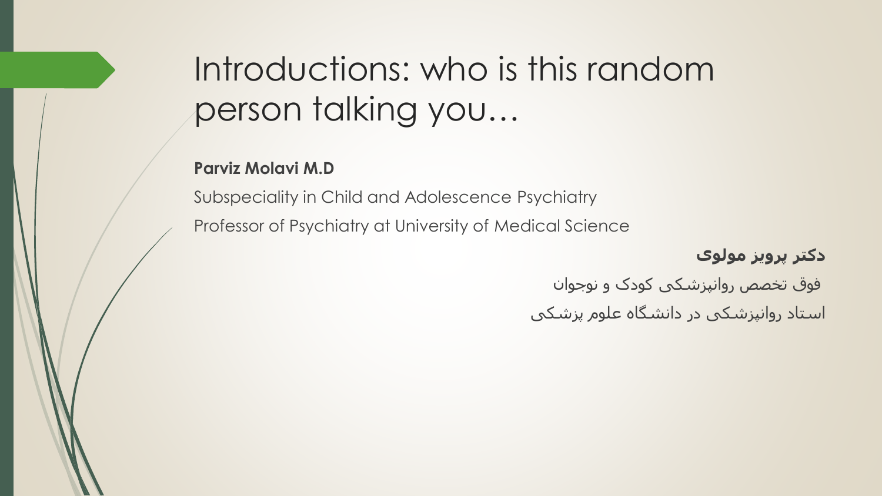# Introductions: who is this random person talking you…

**Parviz Molavi M.D**

Subspeciality in Child and Adolescence Psychiatry

Professor of Psychiatry at University of Medical Science

**دکتر پرویز مولوی**

فوق تخصص روانپزشکی کودک و نوجوان

استاد روانپزشکی در دانشگاه علوم پزشکی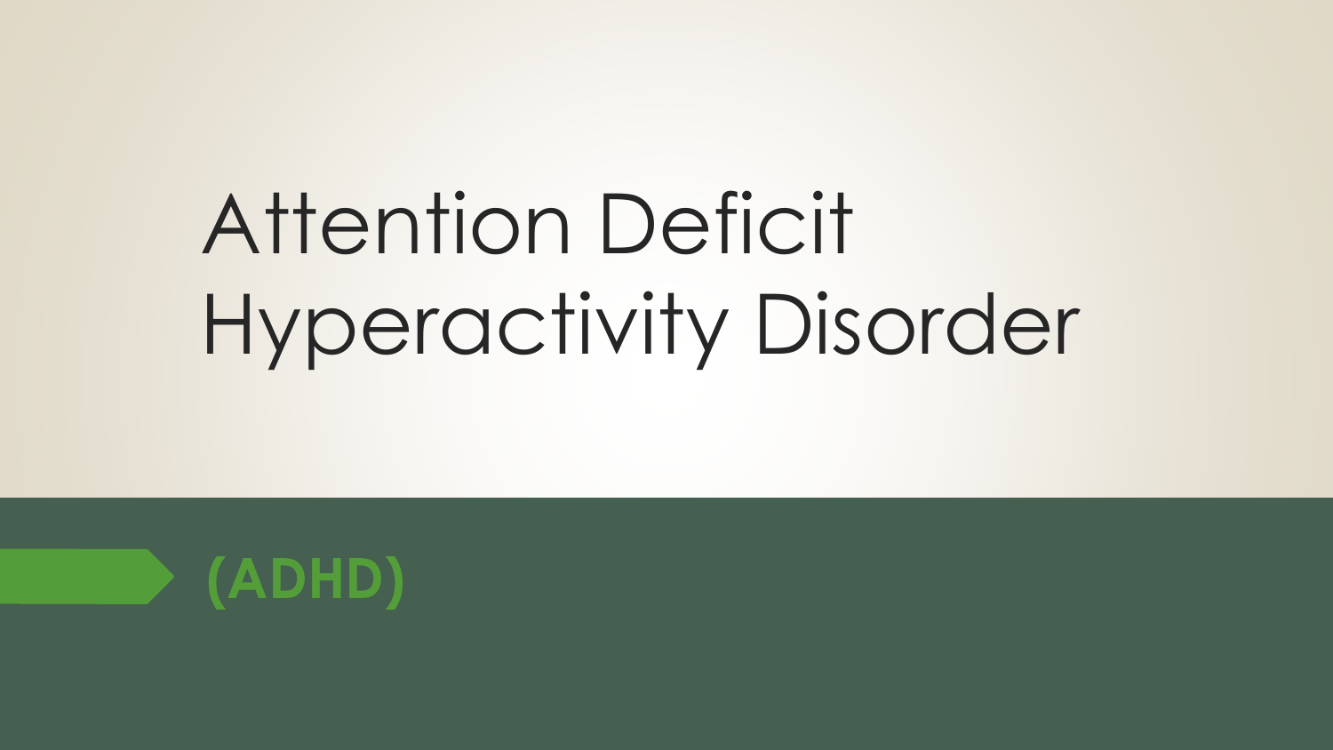# Attention Deficit Hyperactivity Disorder

## (ADHD)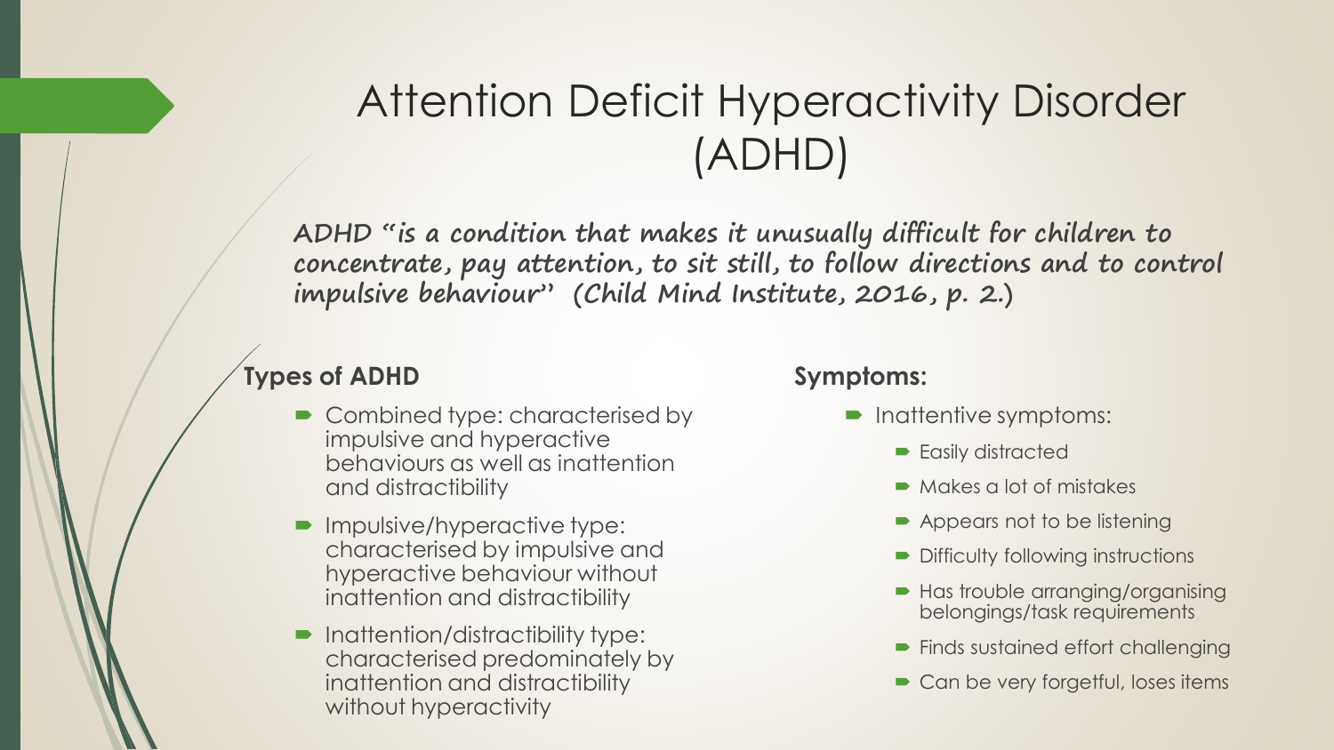# Attention Deficit Hyperactivity Disorder (ADHD)

***ADHD "is a condition that makes it unusually difficult for children to concentrate, pay attention, to sit still, to follow directions and to control impulsive behaviour" (Child Mind Institute, 2016, p. 2.)***

**Types of ADHD**

- Combined type: characterised by impulsive and hyperactive behaviours as well as inattention and distractibility
- Impulsive/hyperactive type: characterised by impulsive and hyperactive behaviour without inattention and distractibility
- Inattention/distractibility type: characterised predominately by inattention and distractibility without hyperactivity

**Symptoms:**

- Inattentive symptoms:
  - Easily distracted
  - Makes a lot of mistakes
  - Appears not to be listening
  - Difficulty following instructions
  - Has trouble arranging/organising belongings/task requirements
  - Finds sustained effort challenging
  - Can be very forgetful, loses items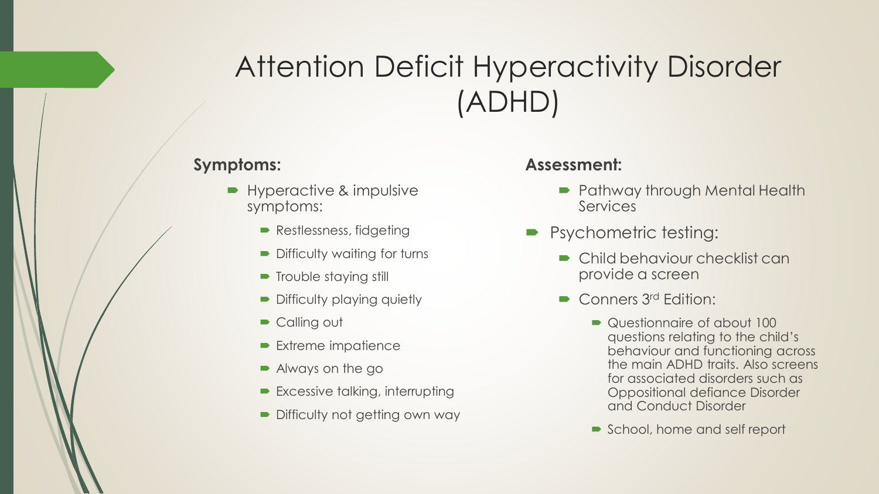# Attention Deficit Hyperactivity Disorder (ADHD)

**Symptoms:**

- Hyperactive & impulsive symptoms:
  - Restlessness, fidgeting
  - Difficulty waiting for turns
  - Trouble staying still
  - Difficulty playing quietly
  - Calling out
  - Extreme impatience
  - Always on the go
  - Excessive talking, interrupting
  - Difficulty not getting own way

**Assessment:**

- Pathway through Mental Health Services
- Psychometric testing:
  - Child behaviour checklist can provide a screen
  - Conners 3rd Edition:
    - Questionnaire of about 100 questions relating to the child's behaviour and functioning across the main ADHD traits. Also screens for associated disorders such as Oppositional defiance Disorder and Conduct Disorder
    - School, home and self report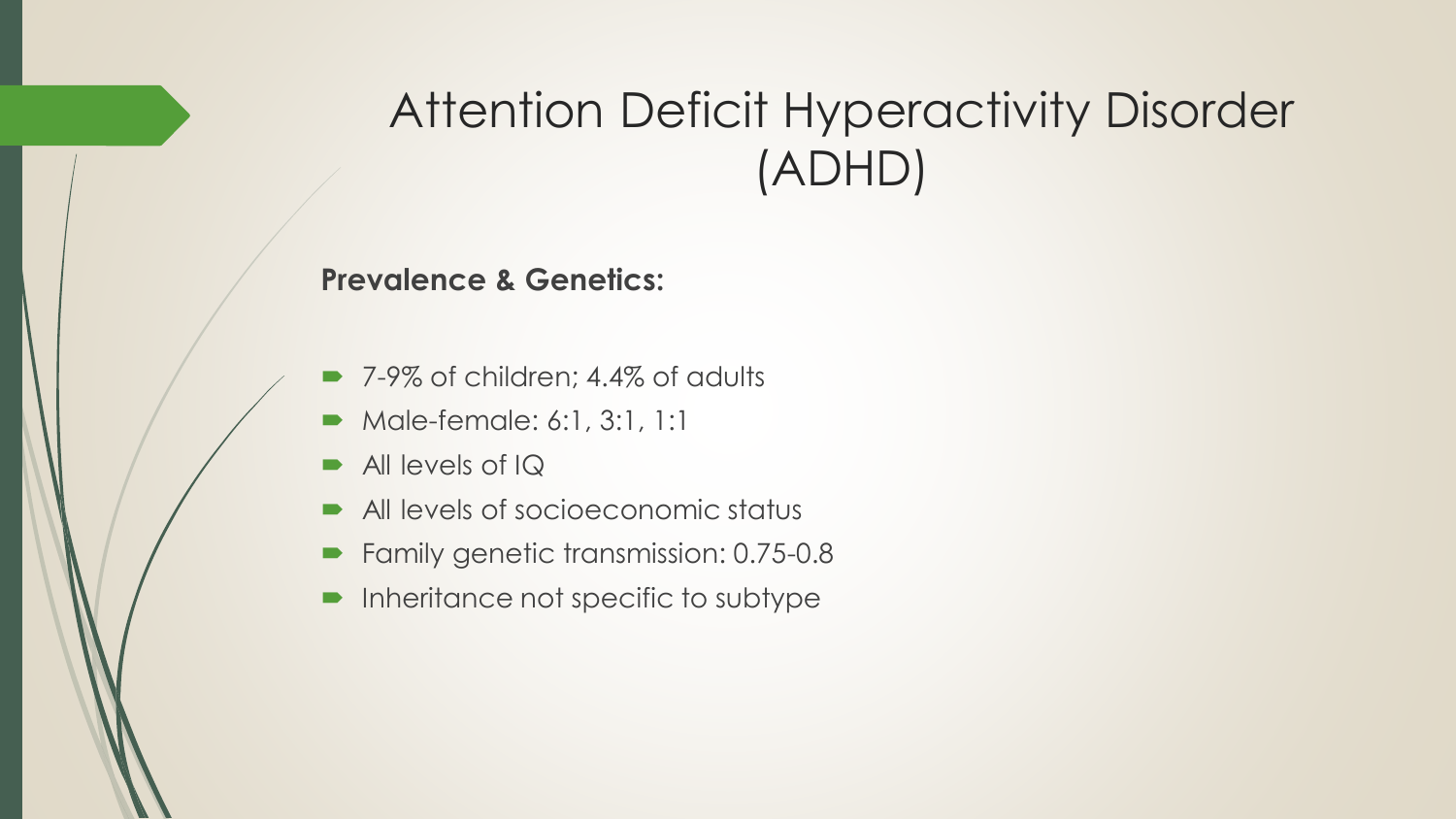# Attention Deficit Hyperactivity Disorder (ADHD)

**Prevalence & Genetics:**

- 7-9% of children; 4.4% of adults
- Male-female: 6:1, 3:1, 1:1
- All levels of IQ
- All levels of socioeconomic status
- Family genetic transmission: 0.75-0.8
- Inheritance not specific to subtype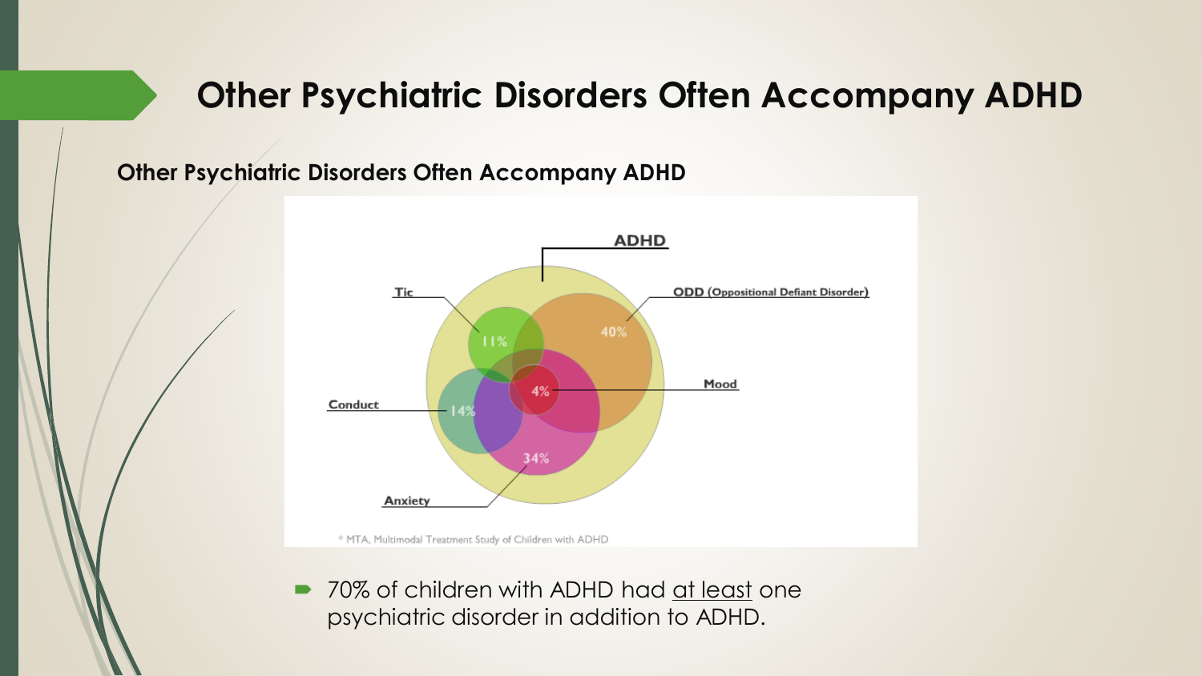# Other Psychiatric Disorders Often Accompany ADHD

**Other Psychiatric Disorders Often Accompany ADHD**

ADHD

Tic — 11%

ODD (Oppositional Defiant Disorder) — 40%

Mood — 4%

Conduct — 14%

Anxiety — 34%

* MTA, Multimodal Treatment Study of Children with ADHD

- 70% of children with ADHD had at least one psychiatric disorder in addition to ADHD.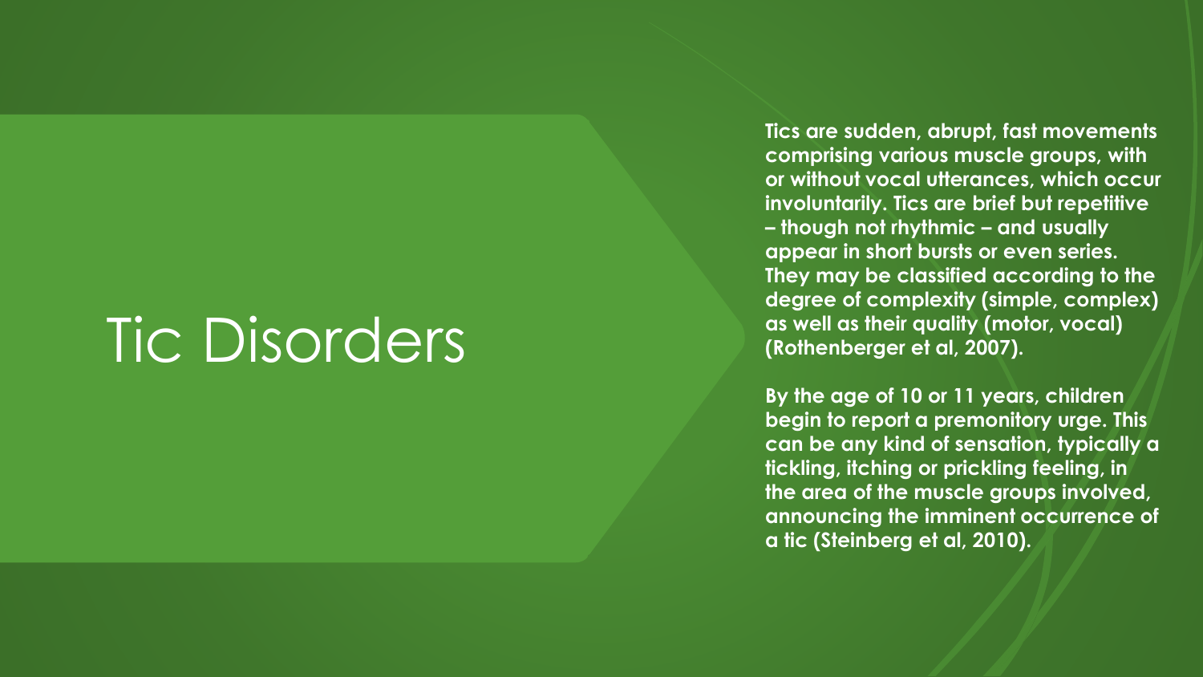# Tic Disorders

**Tics are sudden, abrupt, fast movements comprising various muscle groups, with or without vocal utterances, which occur involuntarily. Tics are brief but repetitive – though not rhythmic – and usually appear in short bursts or even series. They may be classified according to the degree of complexity (simple, complex) as well as their quality (motor, vocal) (Rothenberger et al, 2007).**

**By the age of 10 or 11 years, children begin to report a premonitory urge. This can be any kind of sensation, typically a tickling, itching or prickling feeling, in the area of the muscle groups involved, announcing the imminent occurrence of a tic (Steinberg et al, 2010).**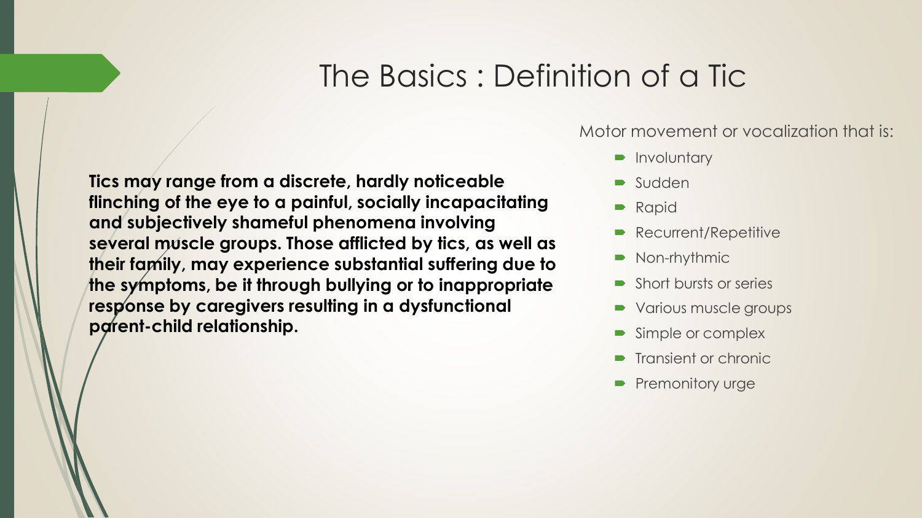# The Basics : Definition of a Tic

**Tics may range from a discrete, hardly noticeable flinching of the eye to a painful, socially incapacitating and subjectively shameful phenomena involving several muscle groups. Those afflicted by tics, as well as their family, may experience substantial suffering due to the symptoms, be it through bullying or to inappropriate response by caregivers resulting in a dysfunctional parent-child relationship.**

Motor movement or vocalization that is:

- Involuntary
- Sudden
- Rapid
- Recurrent/Repetitive
- Non-rhythmic
- Short bursts or series
- Various muscle groups
- Simple or complex
- Transient or chronic
- Premonitory urge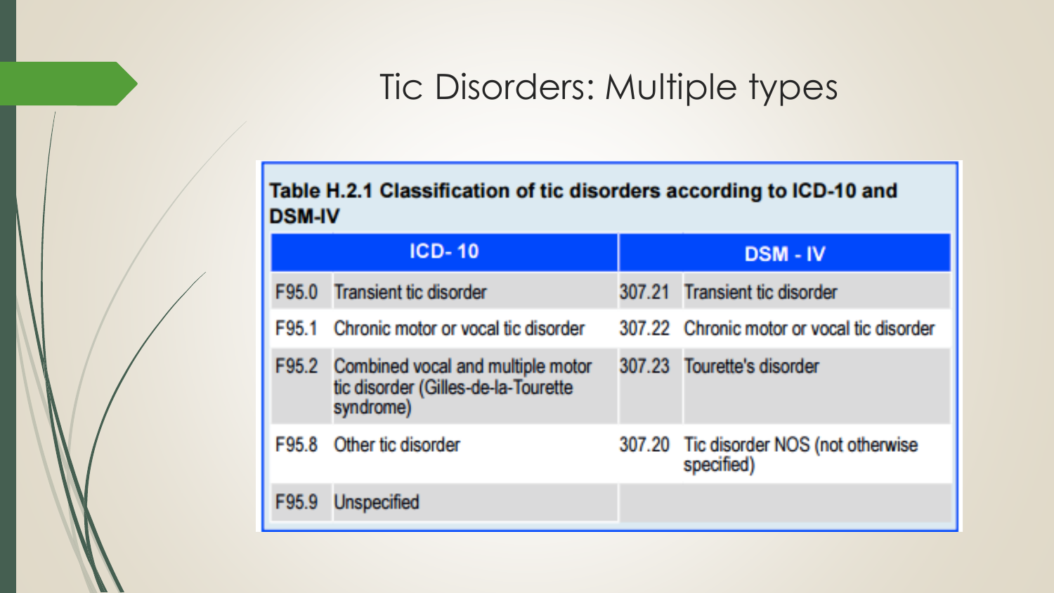# Tic Disorders: Multiple types

**Table H.2.1 Classification of tic disorders according to ICD-10 and DSM-IV**

| ICD- 10 | | DSM - IV | |
|---|---|---|---|
| F95.0 | Transient tic disorder | 307.21 | Transient tic disorder |
| F95.1 | Chronic motor or vocal tic disorder | 307.22 | Chronic motor or vocal tic disorder |
| F95.2 | Combined vocal and multiple motor tic disorder (Gilles-de-la-Tourette syndrome) | 307.23 | Tourette's disorder |
| F95.8 | Other tic disorder | 307.20 | Tic disorder NOS (not otherwise specified) |
| F95.9 | Unspecified | | |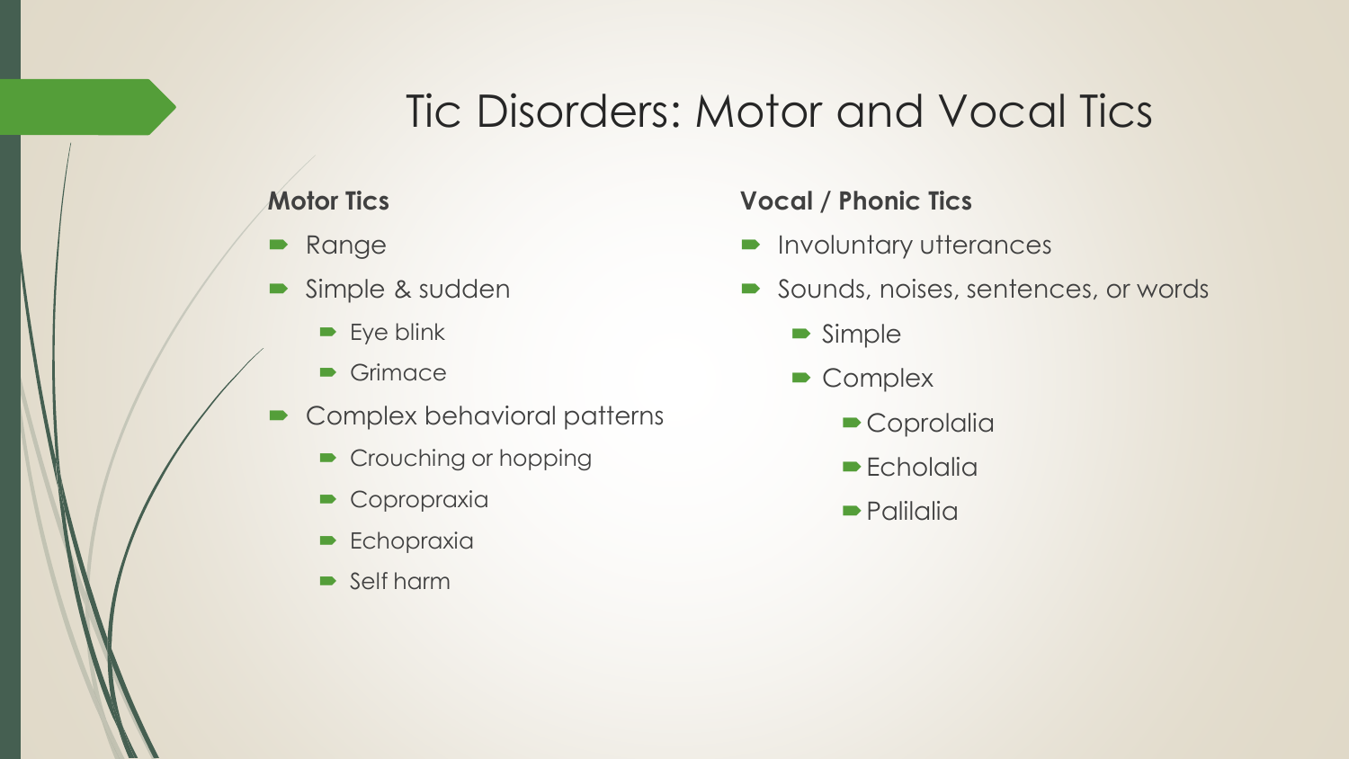# Tic Disorders: Motor and Vocal Tics

**Motor Tics**

- Range
- Simple & sudden
  - Eye blink
  - Grimace
- Complex behavioral patterns
  - Crouching or hopping
  - Copropraxia
  - Echopraxia
  - Self harm

**Vocal / Phonic Tics**

- Involuntary utterances
- Sounds, noises, sentences, or words
  - Simple
  - Complex
    - Coprolalia
    - Echolalia
    - Palilalia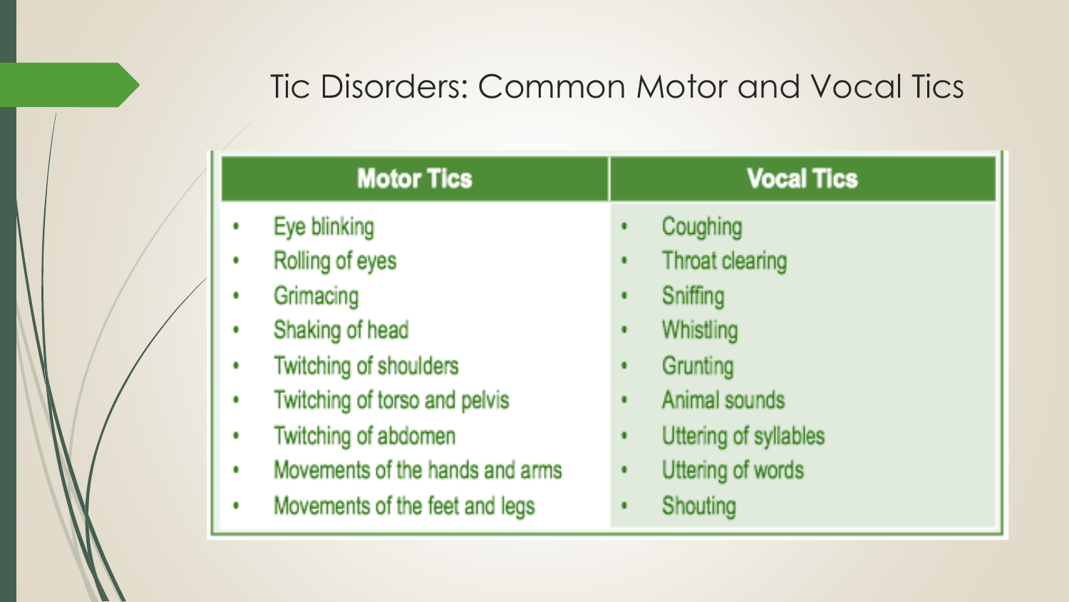# Tic Disorders: Common Motor and Vocal Tics

| Motor Tics | Vocal Tics |
|---|---|
| • Eye blinking | • Coughing |
| • Rolling of eyes | • Throat clearing |
| • Grimacing | • Sniffing |
| • Shaking of head | • Whistling |
| • Twitching of shoulders | • Grunting |
| • Twitching of torso and pelvis | • Animal sounds |
| • Twitching of abdomen | • Uttering of syllables |
| • Movements of the hands and arms | • Uttering of words |
| • Movements of the feet and legs | • Shouting |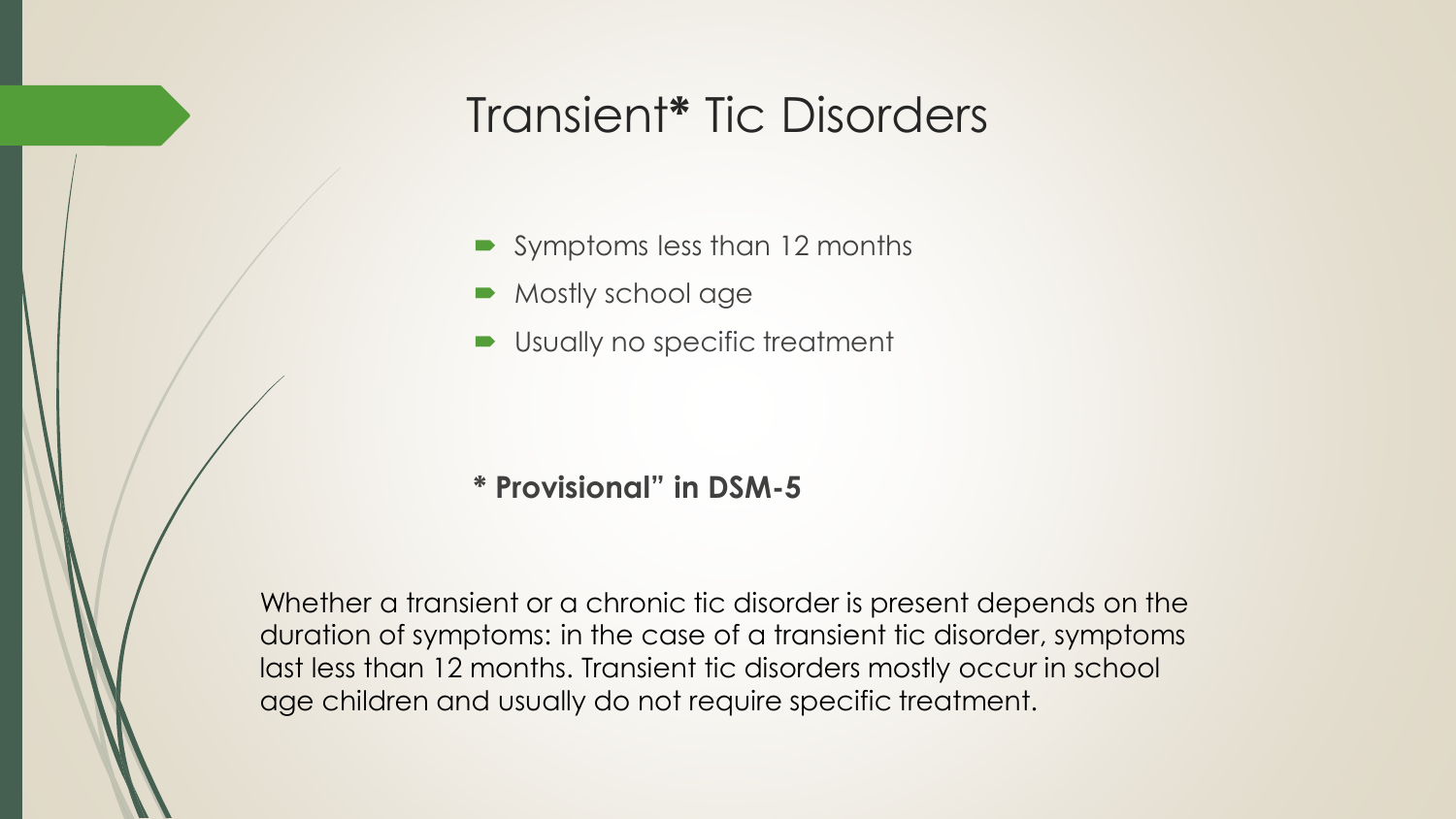# Transient* Tic Disorders

- Symptoms less than 12 months
- Mostly school age
- Usually no specific treatment

**\* Provisional" in DSM-5**

Whether a transient or a chronic tic disorder is present depends on the duration of symptoms: in the case of a transient tic disorder, symptoms last less than 12 months. Transient tic disorders mostly occur in school age children and usually do not require specific treatment.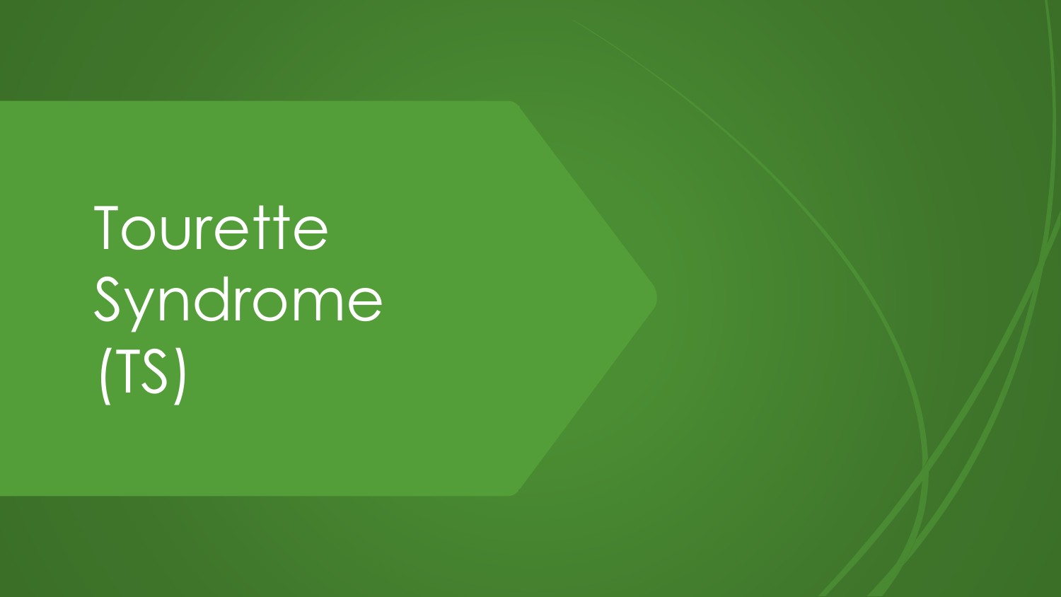# Tourette Syndrome (TS)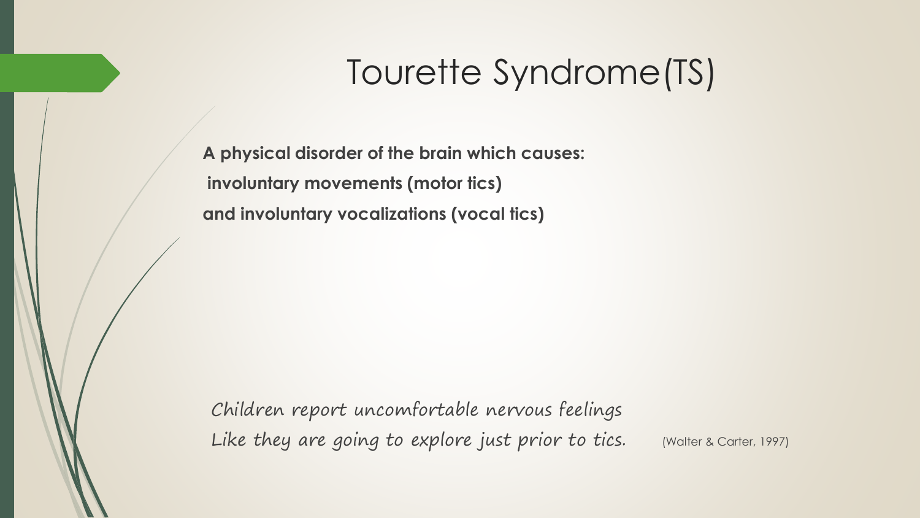# Tourette Syndrome(TS)

**A physical disorder of the brain which causes:**

**involuntary movements (motor tics)**

**and involuntary vocalizations (vocal tics)**

*Children report uncomfortable nervous feelings*
*Like they are going to explore just prior to tics.* (Walter & Carter, 1997)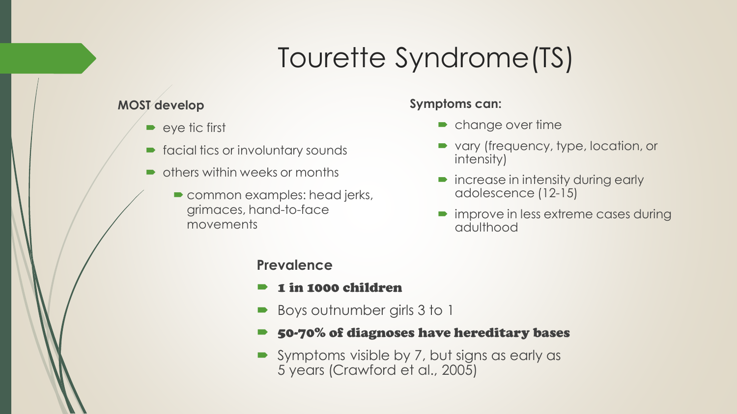# Tourette Syndrome(TS)

**MOST develop**

- eye tic first
- facial tics or involuntary sounds
- others within weeks or months
  - common examples: head jerks, grimaces, hand-to-face movements

**Symptoms can:**

- change over time
- vary (frequency, type, location, or intensity)
- increase in intensity during early adolescence (12-15)
- improve in less extreme cases during adulthood

**Prevalence**

- **1 in 1000 children**
- Boys outnumber girls 3 to 1
- **50-70% of diagnoses have hereditary bases**
- Symptoms visible by 7, but signs as early as 5 years (Crawford et al., 2005)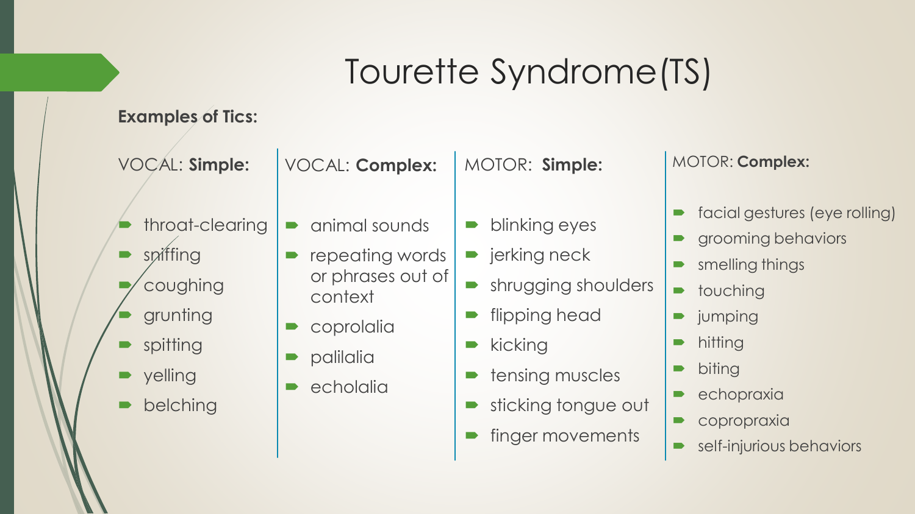# Tourette Syndrome (TS)

**Examples of Tics:**

VOCAL: **Simple:**

- throat-clearing
- sniffing
- coughing
- grunting
- spitting
- yelling
- belching

VOCAL: **Complex:**

- animal sounds
- repeating words or phrases out of context
- coprolalia
- palilalia
- echolalia

MOTOR: **Simple:**

- blinking eyes
- jerking neck
- shrugging shoulders
- flipping head
- kicking
- tensing muscles
- sticking tongue out
- finger movements

MOTOR: **Complex:**

- facial gestures (eye rolling)
- grooming behaviors
- smelling things
- touching
- jumping
- hitting
- biting
- echopraxia
- copropraxia
- self-injurious behaviors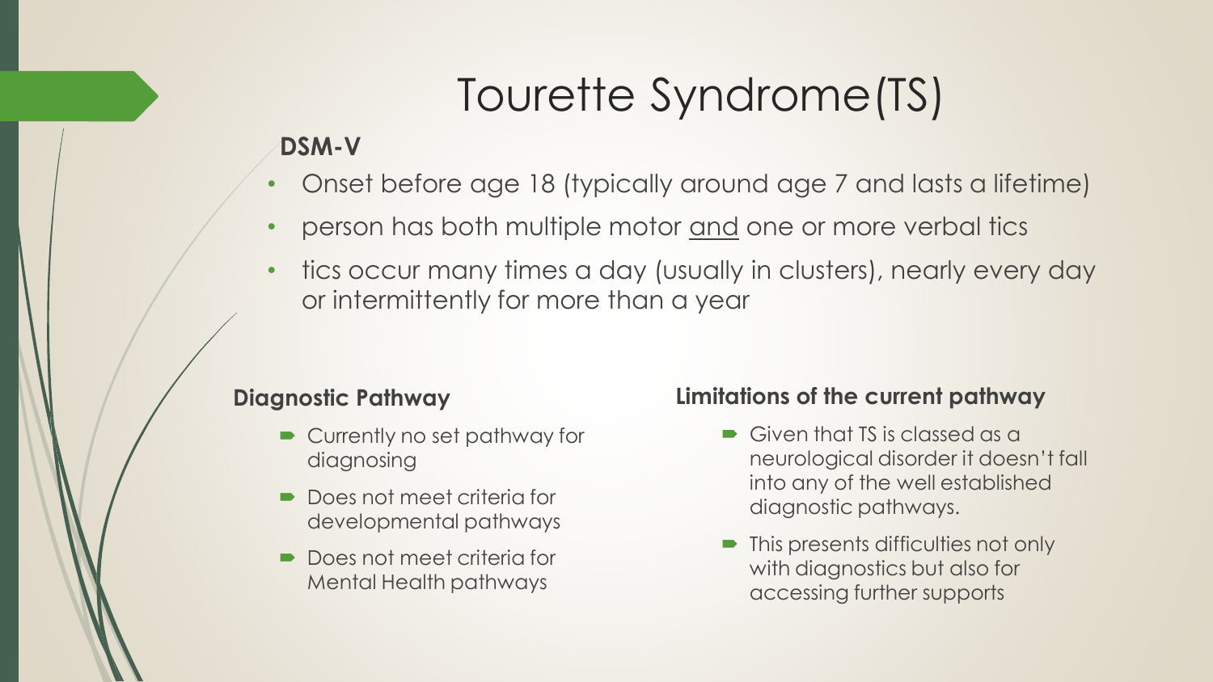# Tourette Syndrome(TS)

**DSM-V**

- Onset before age 18 (typically around age 7 and lasts a lifetime)
- person has both multiple motor <u>and</u> one or more verbal tics
- tics occur many times a day (usually in clusters), nearly every day or intermittently for more than a year

### Diagnostic Pathway

- Currently no set pathway for diagnosing
- Does not meet criteria for developmental pathways
- Does not meet criteria for Mental Health pathways

### Limitations of the current pathway

- Given that TS is classed as a neurological disorder it doesn't fall into any of the well established diagnostic pathways.
- This presents difficulties not only with diagnostics but also for accessing further supports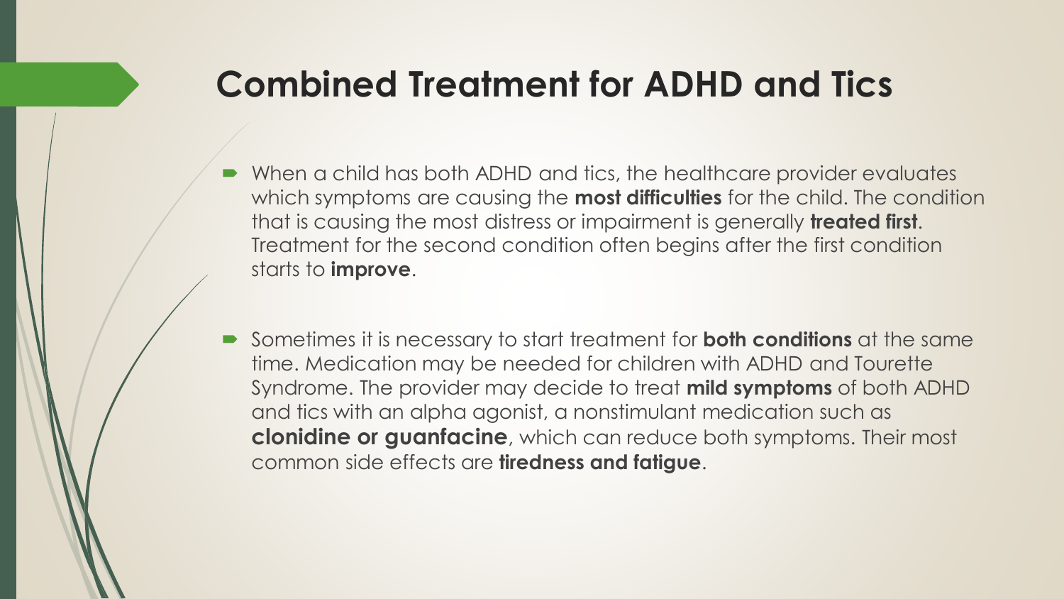# Combined Treatment for ADHD and Tics

- When a child has both ADHD and tics, the healthcare provider evaluates which symptoms are causing the **most difficulties** for the child. The condition that is causing the most distress or impairment is generally **treated first**. Treatment for the second condition often begins after the first condition starts to **improve**.

- Sometimes it is necessary to start treatment for **both conditions** at the same time. Medication may be needed for children with ADHD and Tourette Syndrome. The provider may decide to treat **mild symptoms** of both ADHD and tics with an alpha agonist, a nonstimulant medication such as **clonidine or guanfacine**, which can reduce both symptoms. Their most common side effects are **tiredness and fatigue**.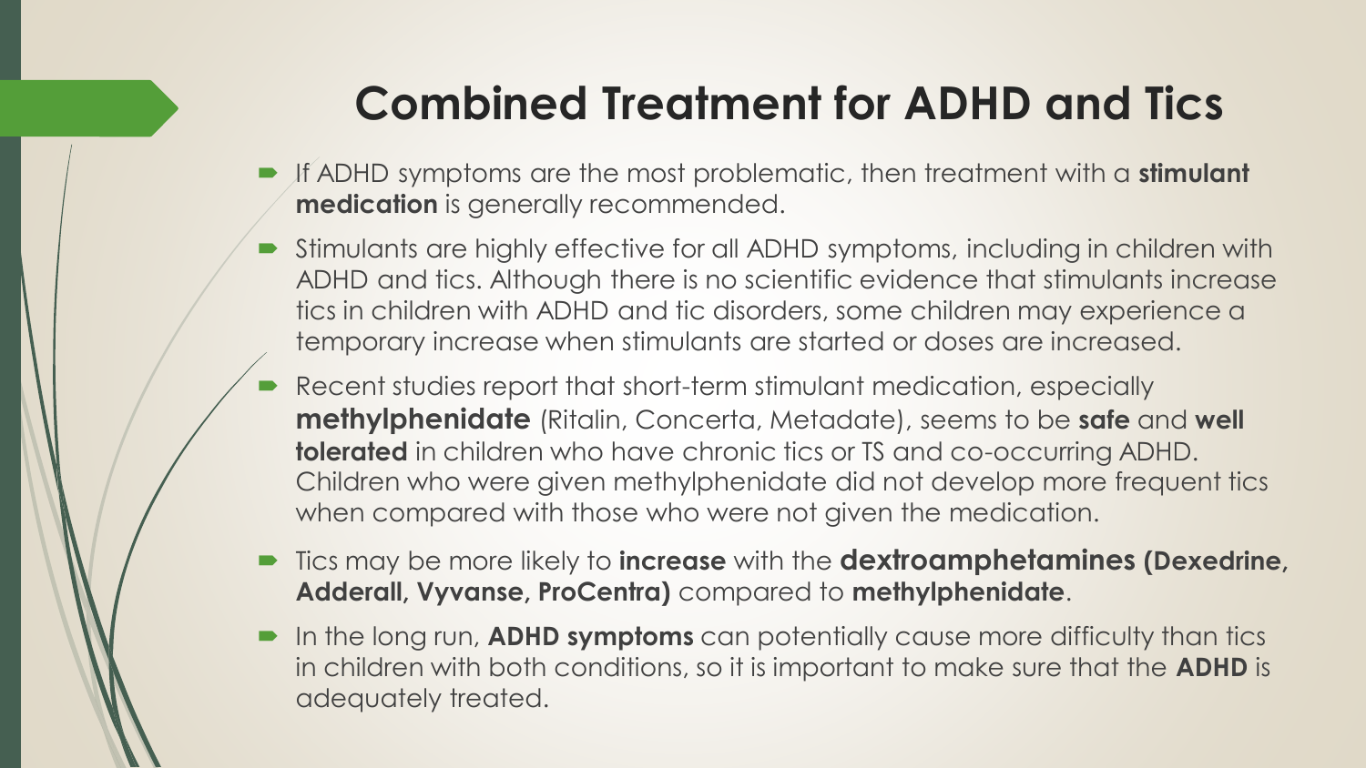# Combined Treatment for ADHD and Tics

- If ADHD symptoms are the most problematic, then treatment with a **stimulant medication** is generally recommended.
- Stimulants are highly effective for all ADHD symptoms, including in children with ADHD and tics. Although there is no scientific evidence that stimulants increase tics in children with ADHD and tic disorders, some children may experience a temporary increase when stimulants are started or doses are increased.
- Recent studies report that short-term stimulant medication, especially **methylphenidate** (Ritalin, Concerta, Metadate), seems to be **safe** and **well tolerated** in children who have chronic tics or TS and co-occurring ADHD. Children who were given methylphenidate did not develop more frequent tics when compared with those who were not given the medication.
- Tics may be more likely to **increase** with the **dextroamphetamines (Dexedrine, Aderall, Vyvanse, ProCentra)** compared to **methylphenidate**.
- In the long run, **ADHD symptoms** can potentially cause more difficulty than tics in children with both conditions, so it is important to make sure that the **ADHD** is adequately treated.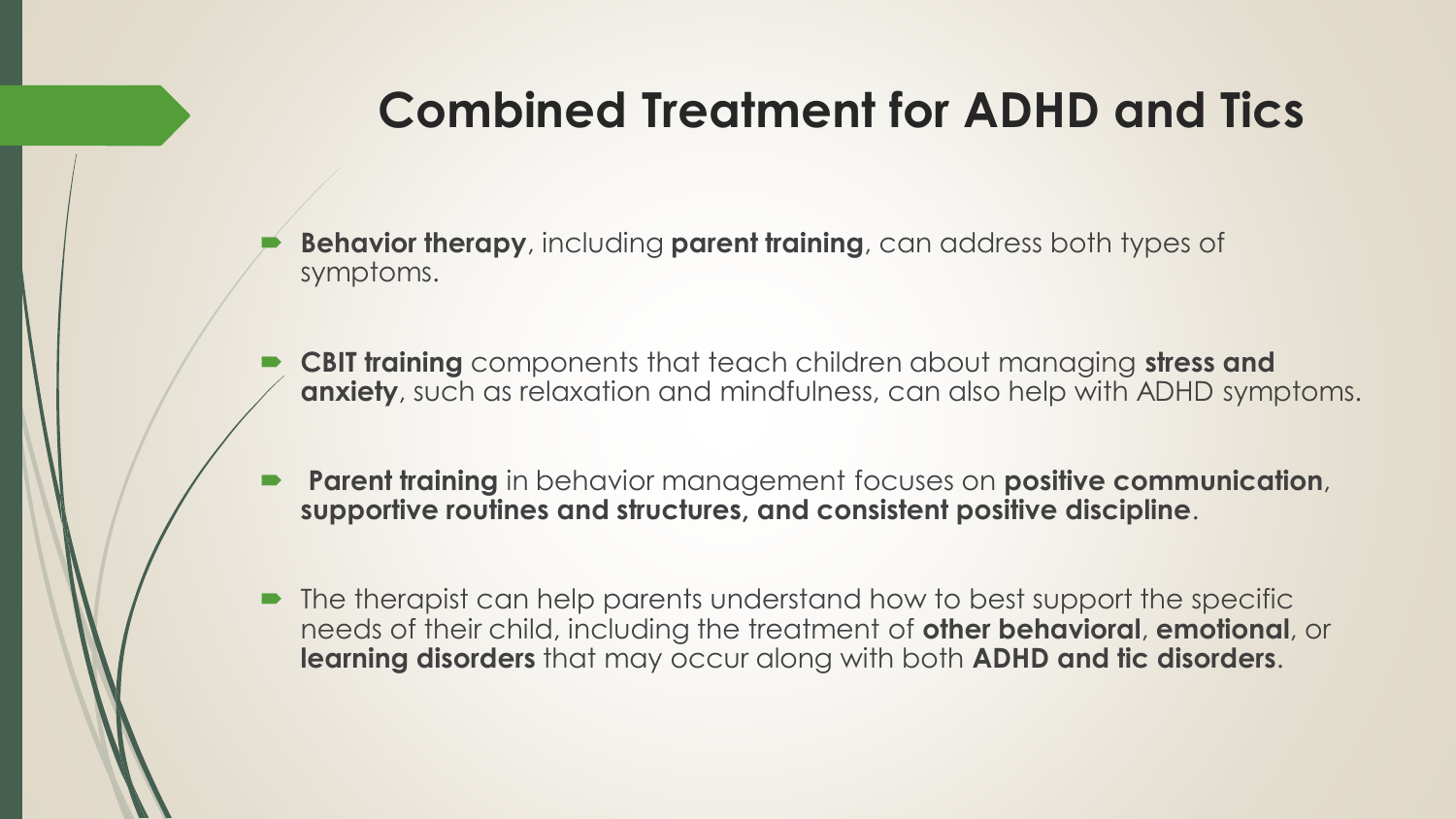# Combined Treatment for ADHD and Tics

- **Behavior therapy**, including **parent training**, can address both types of symptoms.
- **CBIT training** components that teach children about managing **stress and anxiety**, such as relaxation and mindfulness, can also help with ADHD symptoms.
- **Parent training** in behavior management focuses on **positive communication**, **supportive routines and structures, and consistent positive discipline**.
- The therapist can help parents understand how to best support the specific needs of their child, including the treatment of **other behavioral**, **emotional**, or **learning disorders** that may occur along with both **ADHD and tic disorders**.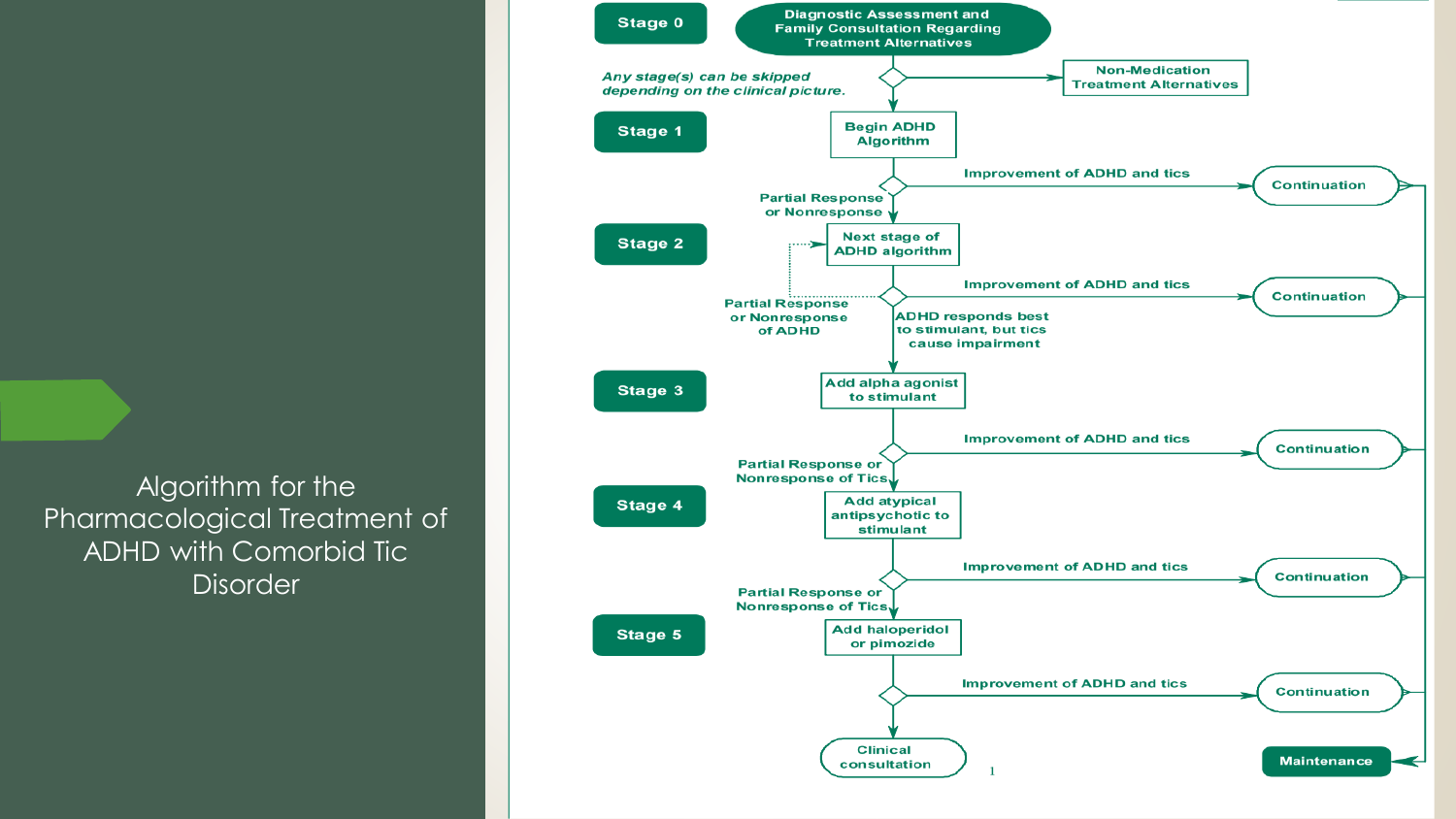# Algorithm for the Pharmacological Treatment of ADHD with Comorbid Tic Disorder

**Stage 0** — Diagnostic Assessment and Family Consultation Regarding Treatment Alternatives

*Any stage(s) can be skipped depending on the clinical picture.*

→ Non-Medication Treatment Alternatives

**Stage 1** — Begin ADHD Algorithm

- Improvement of ADHD and tics → Continuation
- Partial Response or Nonresponse → Stage 2

**Stage 2** — Next stage of ADHD algorithm

- Improvement of ADHD and tics → Continuation
- Partial Response or Nonresponse of ADHD → Next stage of ADHD algorithm
- ADHD responds best to stimulant, but tics cause impairment → Stage 3

**Stage 3** — Add alpha agonist to stimulant

- Improvement of ADHD and tics → Continuation
- Partial Response or Nonresponse of Tics → Stage 4

**Stage 4** — Add atypical antipsychotic to stimulant

- Improvement of ADHD and tics → Continuation
- Partial Response or Nonresponse of Tics → Stage 5

**Stage 5** — Add haloperidol or pimozide

- Improvement of ADHD and tics → Continuation
- Clinical consultation

Continuation → Maintenance

1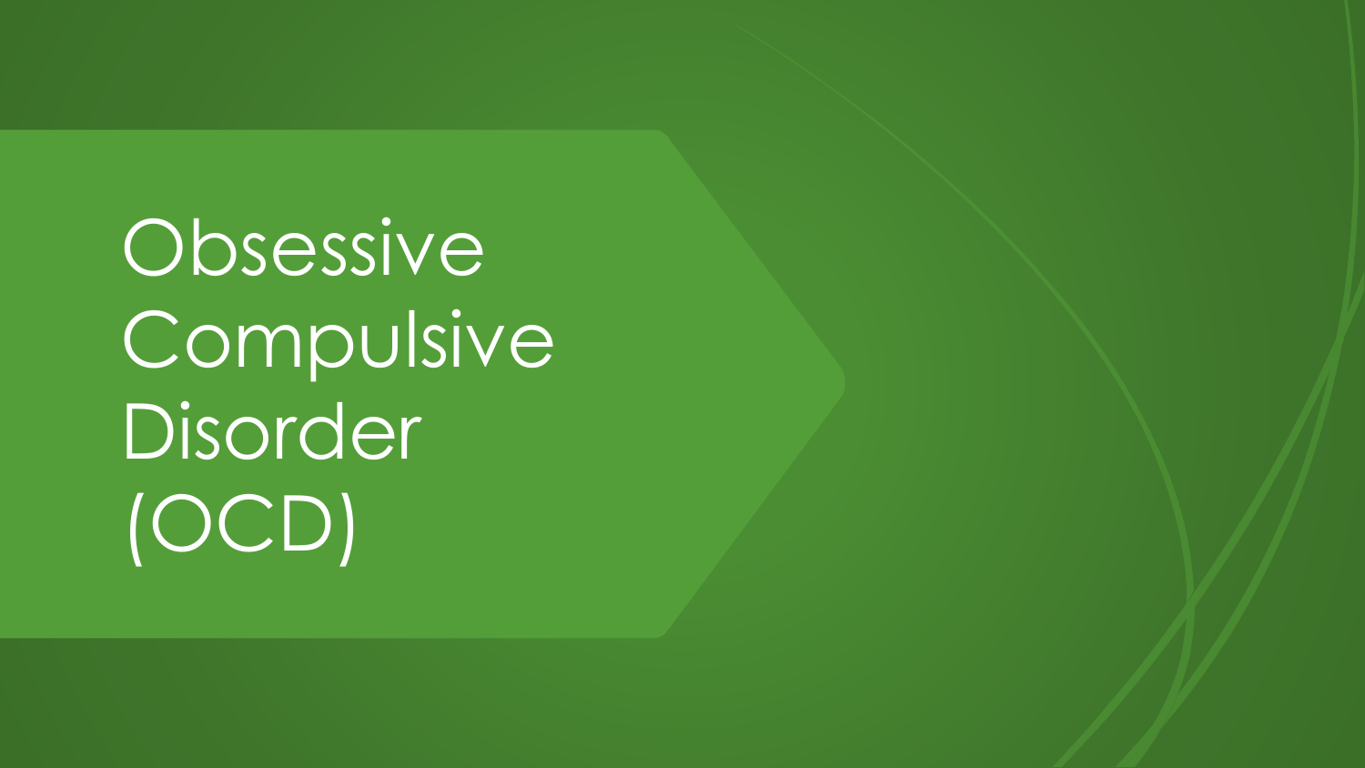# Obsessive Compulsive Disorder (OCD)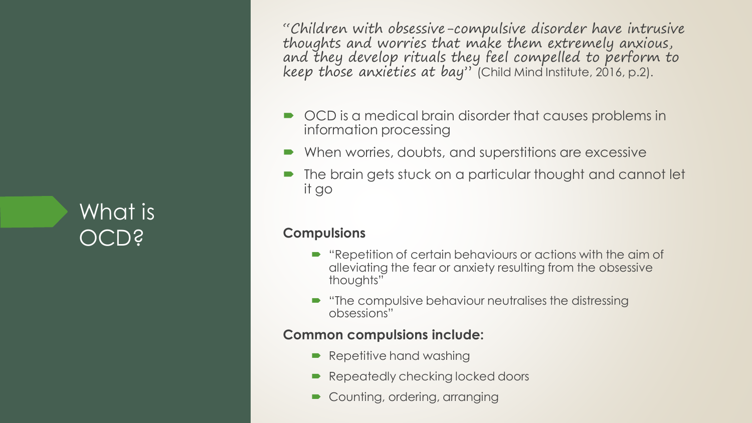# What is OCD?

*"Children with obsessive-compulsive disorder have intrusive thoughts and worries that make them extremely anxious, and they develop rituals they feel compelled to perform to keep those anxieties at bay"* (Child Mind Institute, 2016, p.2).

- OCD is a medical brain disorder that causes problems in information processing
- When worries, doubts, and superstitions are excessive
- The brain gets stuck on a particular thought and cannot let it go

**Compulsions**

- "Repetition of certain behaviours or actions with the aim of alleviating the fear or anxiety resulting from the obsessive thoughts"
- "The compulsive behaviour neutralises the distressing obsessions"

**Common compulsions include:**

- Repetitive hand washing
- Repeatedly checking locked doors
- Counting, ordering, arranging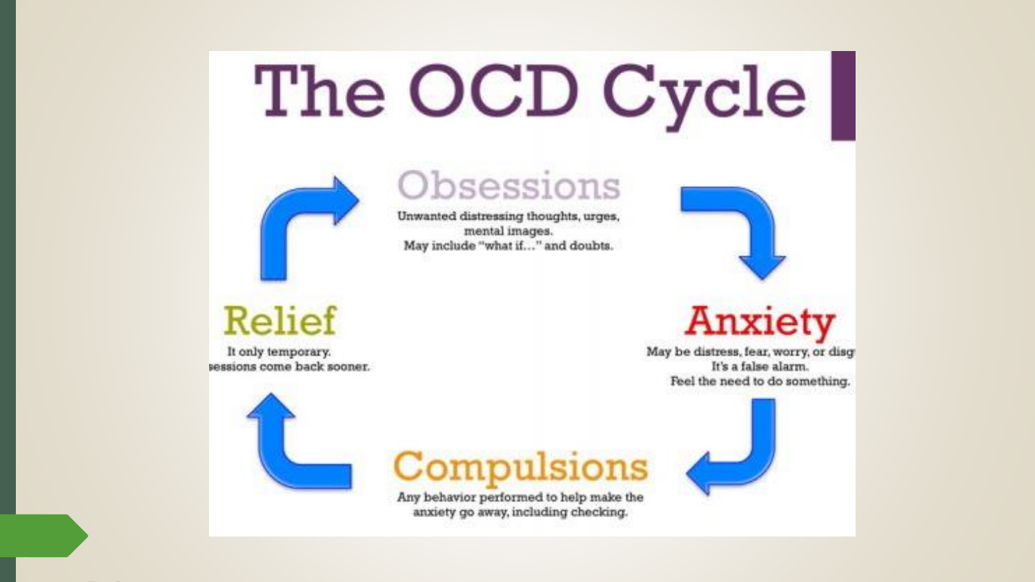# The OCD Cycle

## Obsessions

Unwanted distressing thoughts, urges, mental images.
May include "what if…" and doubts.

## Anxiety

May be distress, fear, worry, or disg
It's a false alarm.
Feel the need to do something.

## Compulsions

Any behavior performed to help make the anxiety go away, including checking.

## Relief

It only temporary.
sessions come back sooner.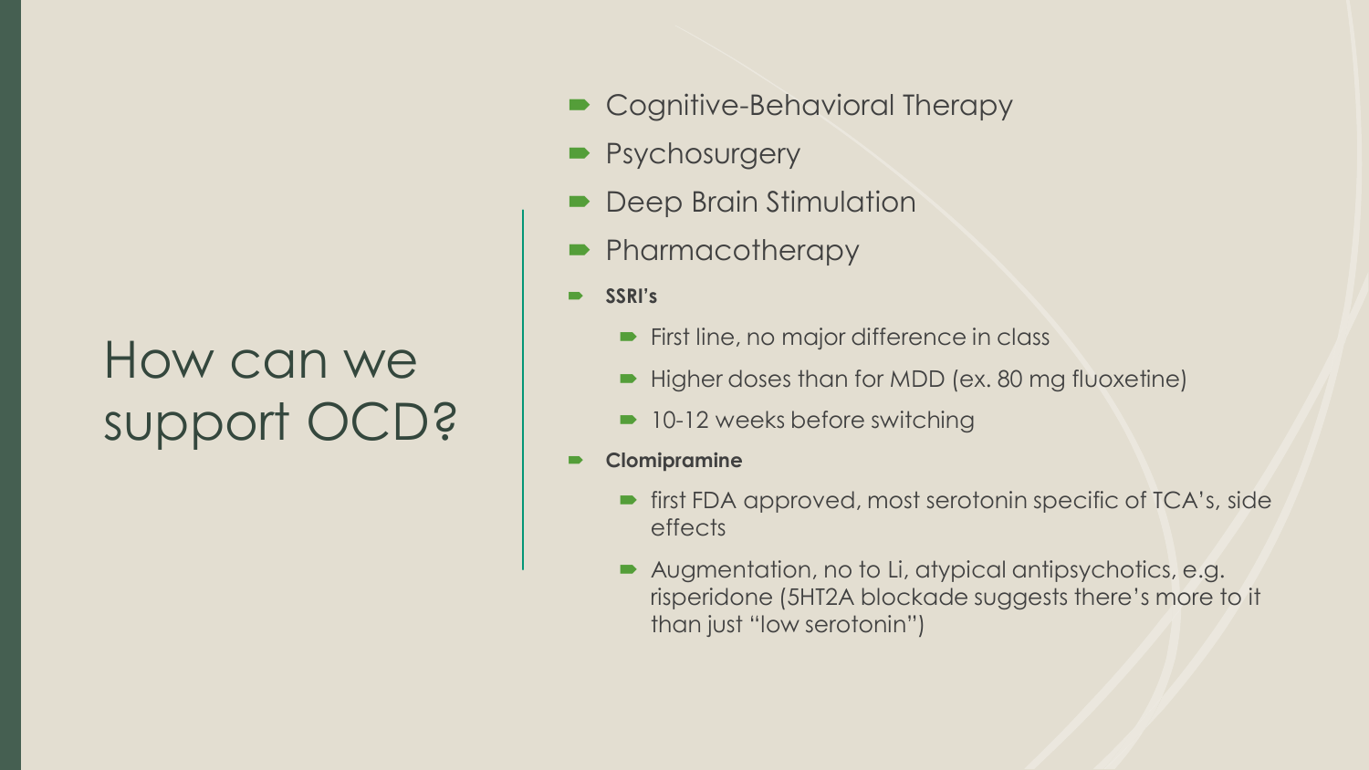# How can we support OCD?

- Cognitive-Behavioral Therapy
- Psychosurgery
- Deep Brain Stimulation
- Pharmacotherapy
- **SSRI's**
  - First line, no major difference in class
  - Higher doses than for MDD (ex. 80 mg fluoxetine)
  - 10-12 weeks before switching
- **Clomipramine**
  - first FDA approved, most serotonin specific of TCA's, side effects
  - Augmentation, no to Li, atypical antipsychotics, e.g. risperidone (5HT2A blockade suggests there's more to it than just "low serotonin")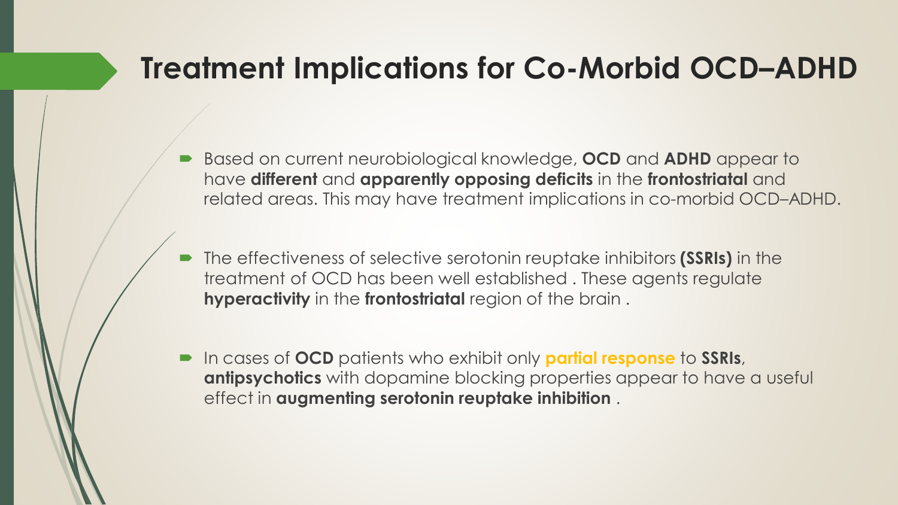# Treatment Implications for Co-Morbid OCD–ADHD

- Based on current neurobiological knowledge, **OCD** and **ADHD** appear to have **different** and **apparently opposing deficits** in the **frontostriatal** and related areas. This may have treatment implications in co-morbid OCD–ADHD.

- The effectiveness of selective serotonin reuptake inhibitors **(SSRIs)** in the treatment of OCD has been well established . These agents regulate **hyperactivity** in the **frontostriatal** region of the brain .

- In cases of **OCD** patients who exhibit only **partial response** to **SSRIs**, **antipsychotics** with dopamine blocking properties appear to have a useful effect in **augmenting serotonin reuptake inhibition** .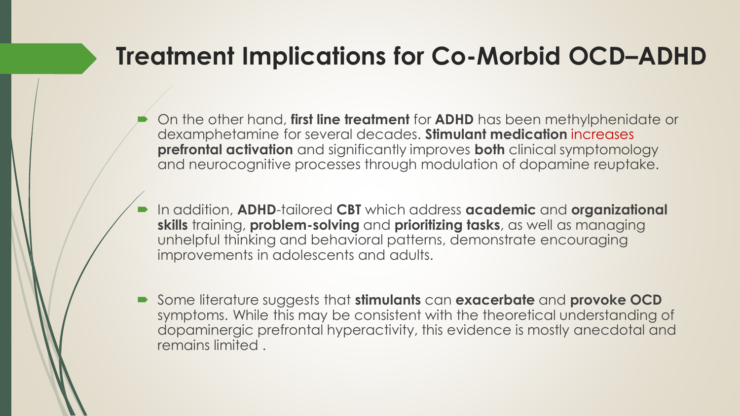# Treatment Implications for Co-Morbid OCD–ADHD

- On the other hand, **first line treatment** for **ADHD** has been methylphenidate or dexamphetamine for several decades. **Stimulant medication** increases **prefrontal activation** and significantly improves **both** clinical symptomology and neurocognitive processes through modulation of dopamine reuptake.

- In addition, **ADHD**-tailored **CBT** which address **academic** and **organizational skills** training, **problem-solving** and **prioritizing tasks**, as well as managing unhelpful thinking and behavioral patterns, demonstrate encouraging improvements in adolescents and adults.

- Some literature suggests that **stimulants** can **exacerbate** and **provoke OCD** symptoms. While this may be consistent with the theoretical understanding of dopaminergic prefrontal hyperactivity, this evidence is mostly anecdotal and remains limited .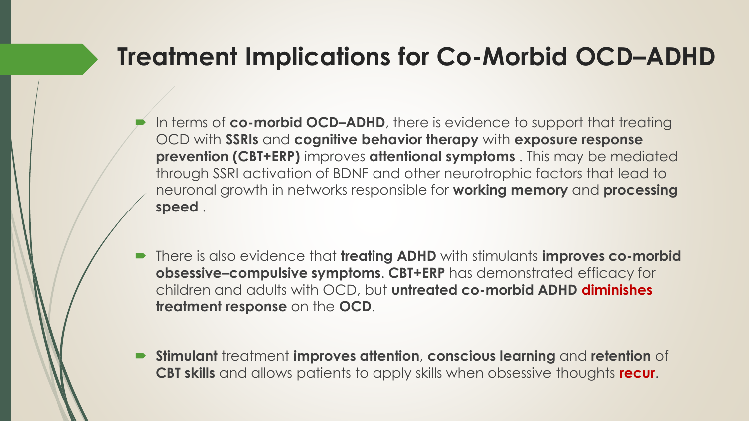# Treatment Implications for Co-Morbid OCD–ADHD

- In terms of **co-morbid OCD–ADHD**, there is evidence to support that treating OCD with **SSRIs** and **cognitive behavior therapy** with **exposure response prevention (CBT+ERP)** improves **attentional symptoms** . This may be mediated through SSRI activation of BDNF and other neurotrophic factors that lead to neuronal growth in networks responsible for **working memory** and **processing speed** .

- There is also evidence that **treating ADHD** with stimulants **improves co-morbid obsessive–compulsive symptoms**. **CBT+ERP** has demonstrated efficacy for children and adults with OCD, but **untreated co-morbid ADHD diminishes treatment response** on the **OCD**.

- **Stimulant** treatment **improves attention**, **conscious learning** and **retention** of **CBT skills** and allows patients to apply skills when obsessive thoughts **recur**.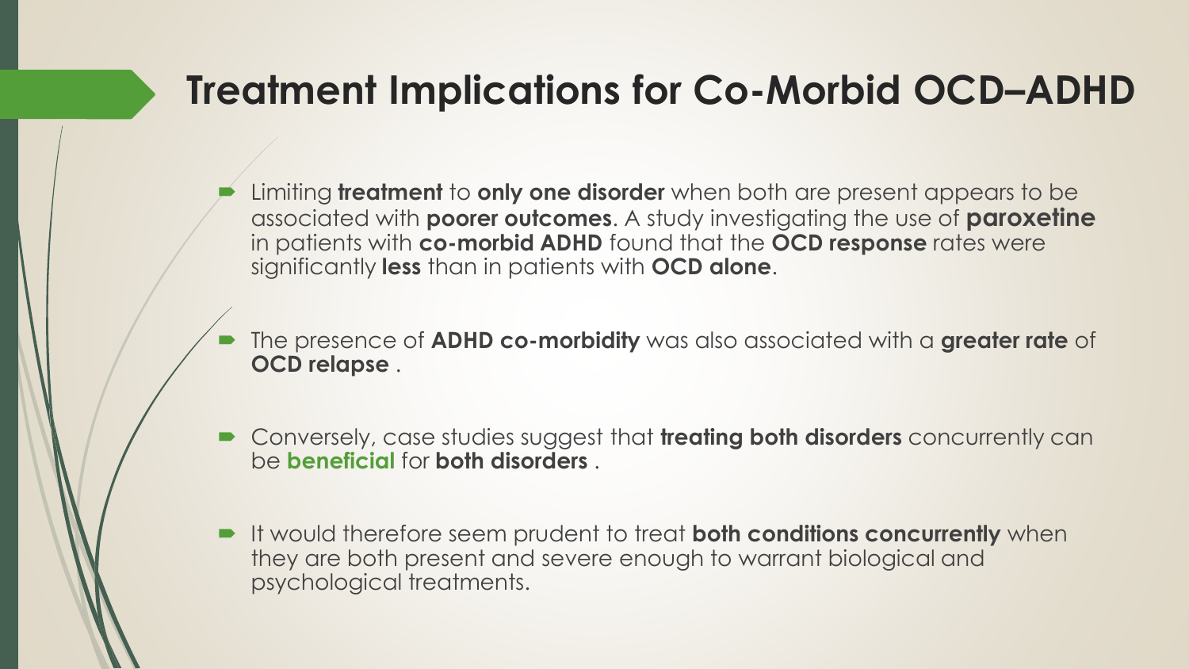# Treatment Implications for Co-Morbid OCD–ADHD

- Limiting **treatment** to **only one disorder** when both are present appears to be associated with **poorer outcomes**. A study investigating the use of **paroxetine** in patients with **co-morbid ADHD** found that the **OCD response** rates were significantly **less** than in patients with **OCD alone**.

- The presence of **ADHD co-morbidity** was also associated with a **greater rate** of **OCD relapse** .

- Conversely, case studies suggest that **treating both disorders** concurrently can be **beneficial** for **both disorders** .

- It would therefore seem prudent to treat **both conditions concurrently** when they are both present and severe enough to warrant biological and psychological treatments.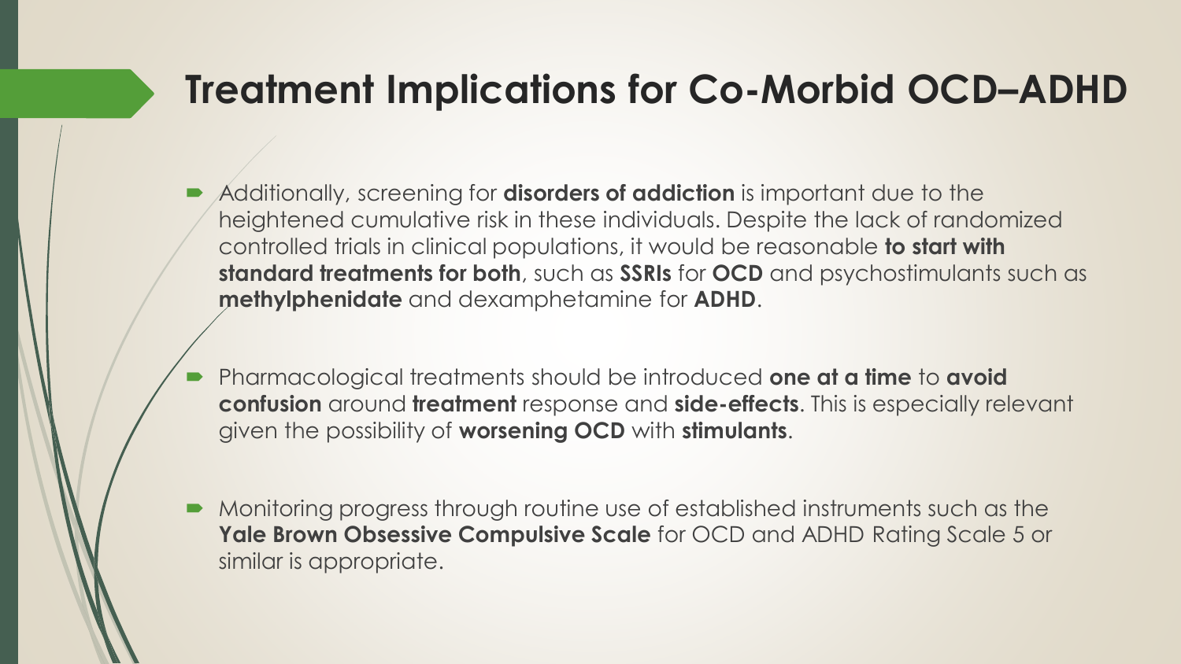# Treatment Implications for Co-Morbid OCD–ADHD

- Additionally, screening for **disorders of addiction** is important due to the heightened cumulative risk in these individuals. Despite the lack of randomized controlled trials in clinical populations, it would be reasonable **to start with standard treatments for both**, such as **SSRIs** for **OCD** and psychostimulants such as **methylphenidate** and dexamphetamine for **ADHD**.

- Pharmacological treatments should be introduced **one at a time** to **avoid confusion** around **treatment** response and **side-effects**. This is especially relevant given the possibility of **worsening OCD** with **stimulants**.

- Monitoring progress through routine use of established instruments such as the **Yale Brown Obsessive Compulsive Scale** for OCD and ADHD Rating Scale 5 or similar is appropriate.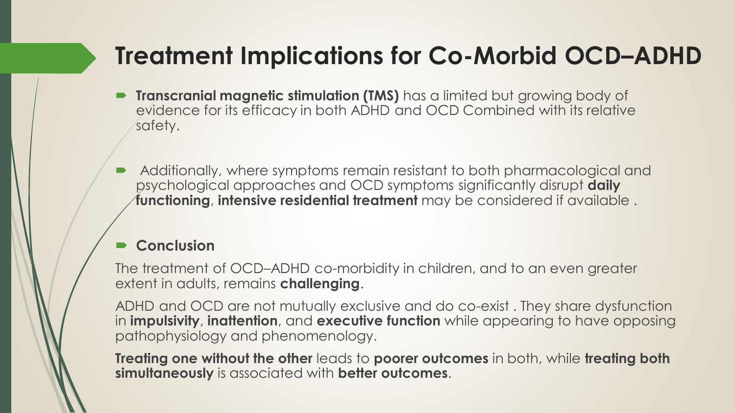# Treatment Implications for Co-Morbid OCD–ADHD

- **Transcranial magnetic stimulation (TMS)** has a limited but growing body of evidence for its efficacy in both ADHD and OCD Combined with its relative safety.

- Additionally, where symptoms remain resistant to both pharmacological and psychological approaches and OCD symptoms significantly disrupt **daily functioning**, **intensive residential treatment** may be considered if available .

- **Conclusion**

The treatment of OCD–ADHD co-morbidity in children, and to an even greater extent in adults, remains **challenging**.

ADHD and OCD are not mutually exclusive and do co-exist . They share dysfunction in **impulsivity**, **inattention**, and **executive function** while appearing to have opposing pathophysiology and phenomenology.

**Treating one without the other** leads to **poorer outcomes** in both, while **treating both simultaneously** is associated with **better outcomes**.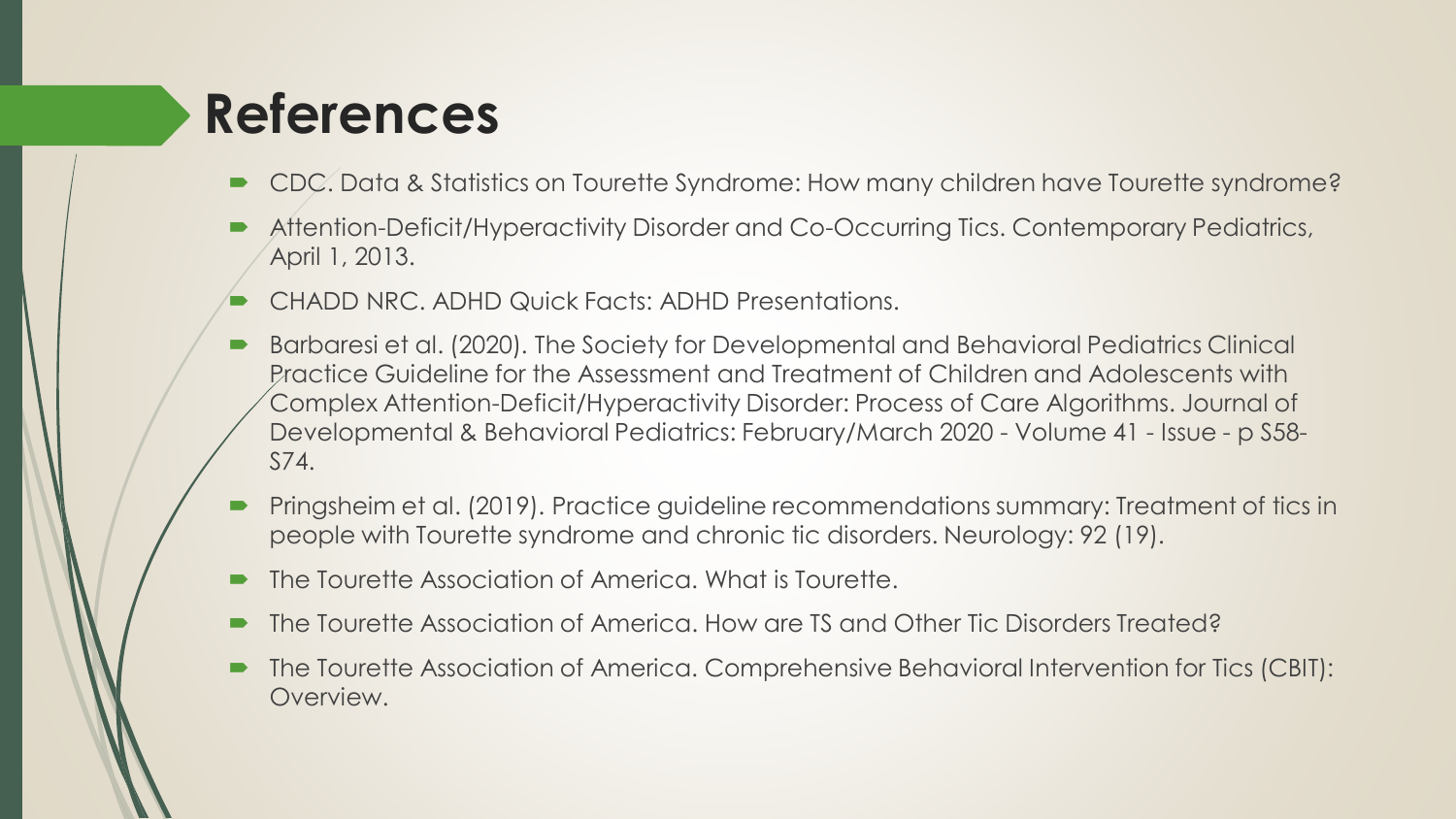# References

- CDC. Data & Statistics on Tourette Syndrome: How many children have Tourette syndrome?
- Attention-Deficit/Hyperactivity Disorder and Co-Occurring Tics. Contemporary Pediatrics, April 1, 2013.
- CHADD NRC. ADHD Quick Facts: ADHD Presentations.
- Barbaresi et al. (2020). The Society for Developmental and Behavioral Pediatrics Clinical Practice Guideline for the Assessment and Treatment of Children and Adolescents with Complex Attention-Deficit/Hyperactivity Disorder: Process of Care Algorithms. Journal of Developmental & Behavioral Pediatrics: February/March 2020 - Volume 41 - Issue - p S58-S74.
- Pringsheim et al. (2019). Practice guideline recommendations summary: Treatment of tics in people with Tourette syndrome and chronic tic disorders. Neurology: 92 (19).
- The Tourette Association of America. What is Tourette.
- The Tourette Association of America. How are TS and Other Tic Disorders Treated?
- The Tourette Association of America. Comprehensive Behavioral Intervention for Tics (CBIT): Overview.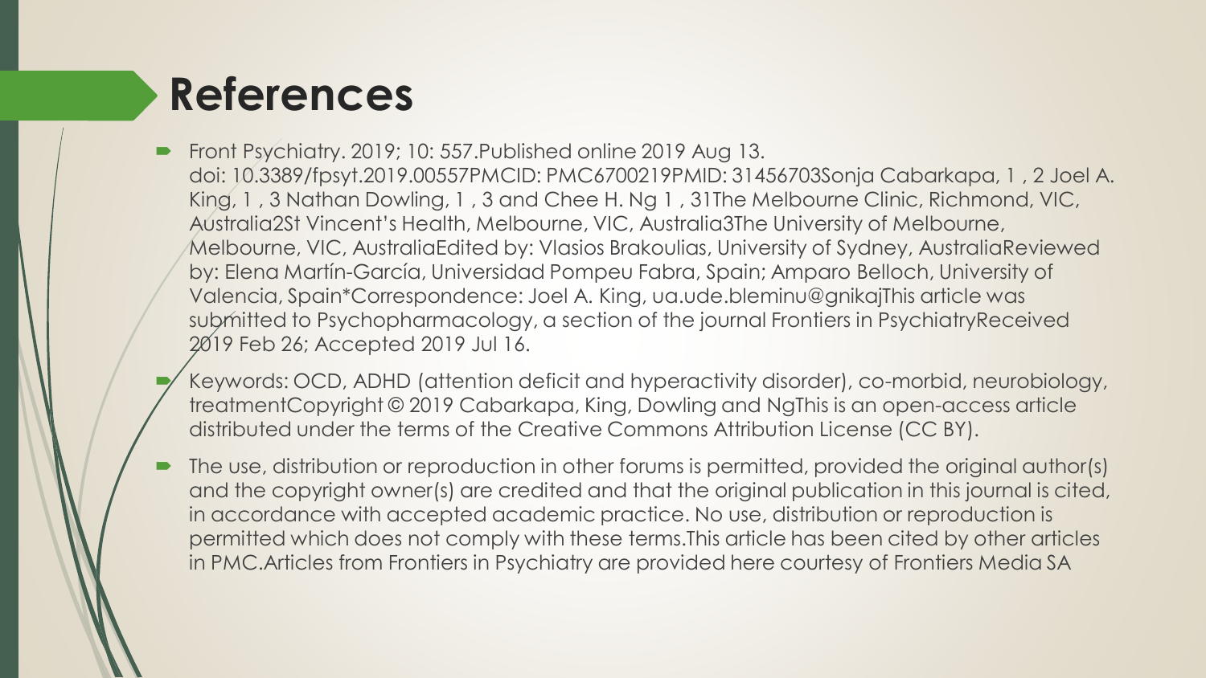# References

- Front Psychiatry. 2019; 10: 557.Published online 2019 Aug 13. doi: 10.3389/fpsyt.2019.00557PMCID: PMC6700219PMID: 31456703Sonja Cabarkapa, 1 , 2 Joel A. King, 1 , 3 Nathan Dowling, 1 , 3 and Chee H. Ng 1 , 31The Melbourne Clinic, Richmond, VIC, Australia2St Vincent's Health, Melbourne, VIC, Australia3The University of Melbourne, Melbourne, VIC, AustraliaEdited by: Vlasios Brakoulias, University of Sydney, AustraliaReviewed by: Elena Martín-García, Universidad Pompeu Fabra, Spain; Amparo Belloch, University of Valencia, Spain*Correspondence: Joel A. King, ua.ude.bleminu@gnikajThis article was submitted to Psychopharmacology, a section of the journal Frontiers in PsychiatryReceived 2019 Feb 26; Accepted 2019 Jul 16.
- Keywords: OCD, ADHD (attention deficit and hyperactivity disorder), co-morbid, neurobiology, treatmentCopyright © 2019 Cabarkapa, King, Dowling and NgThis is an open-access article distributed under the terms of the Creative Commons Attribution License (CC BY).
- The use, distribution or reproduction in other forums is permitted, provided the original author(s) and the copyright owner(s) are credited and that the original publication in this journal is cited, in accordance with accepted academic practice. No use, distribution or reproduction is permitted which does not comply with these terms.This article has been cited by other articles in PMC.Articles from Frontiers in Psychiatry are provided here courtesy of Frontiers Media SA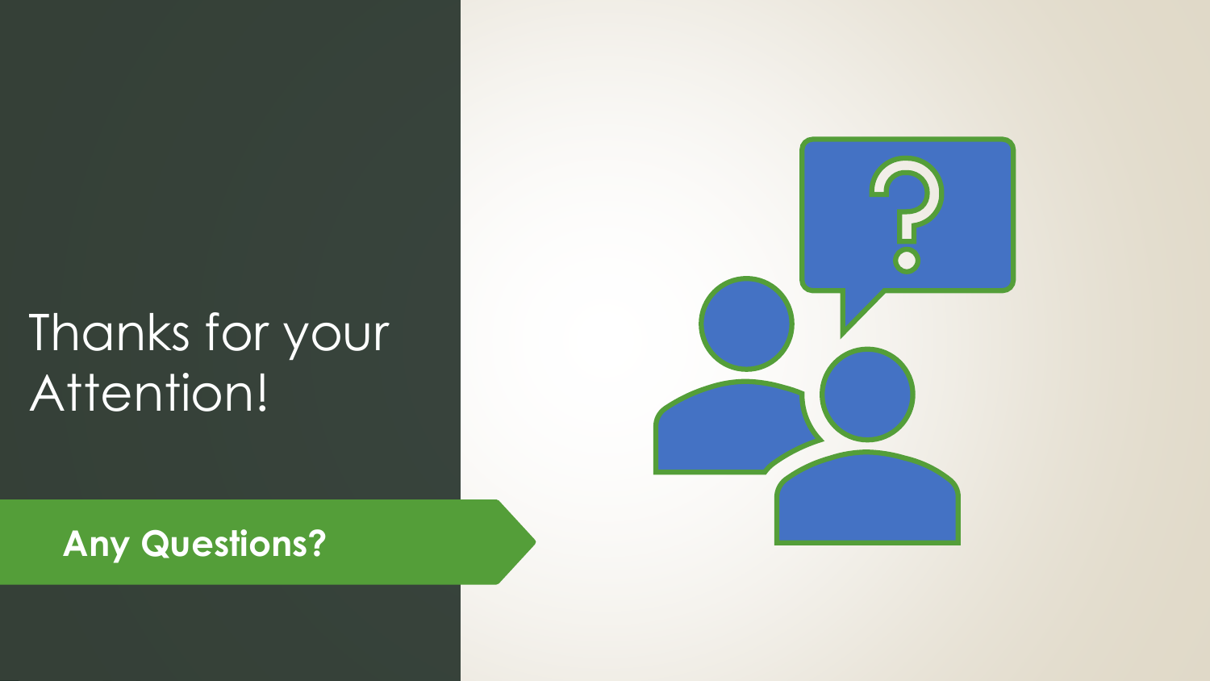# Thanks for your Attention!

**Any Questions?**